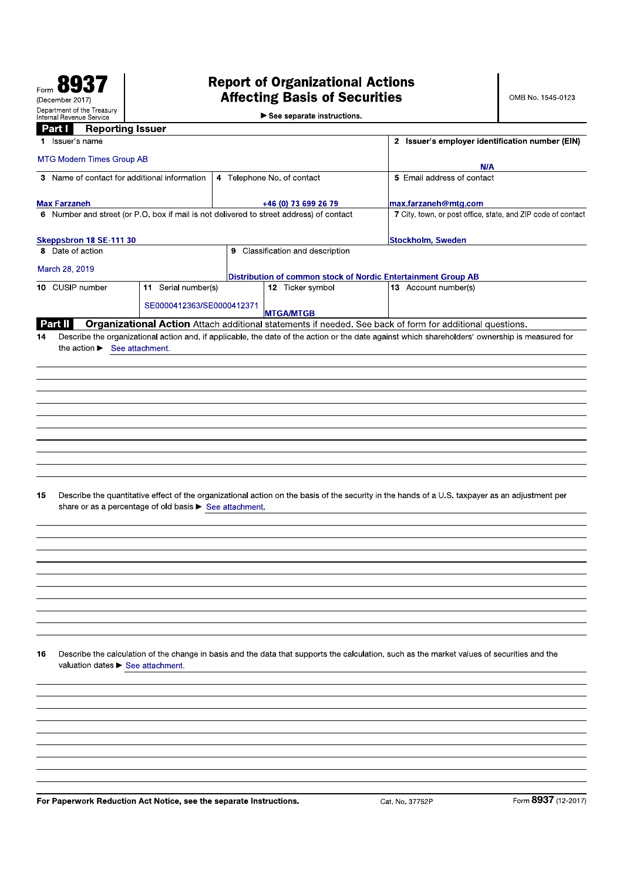Form **8937**
(December 2017)
Department of the Treasury
Internal Revenue Service

# Report of Organizational Actions Affecting Basis of Securities

► See separate instructions.

OMB No. 1545-0123

## Part I Reporting Issuer

| | | | |
|---|---|---|---|
| 1 Issuer's name<br>MTG Modern Times Group AB | | | 2 Issuer's employer identification number (EIN)<br>N/A |
| 3 Name of contact for additional information<br>Max Farzaneh | 4 Telephone No. of contact<br>+46 (0) 73 699 26 79 | | 5 Email address of contact<br>max.farzaneh@mtg.com |
| 6 Number and street (or P.O. box if mail is not delivered to street address) of contact<br>Skeppsbron 18 SE-111 30 | | | 7 City, town, or post office, state, and ZIP code of contact<br>Stockholm, Sweden |
| 8 Date of action<br>March 28, 2019 | 9 Classification and description<br>Distribution of common stock of Nordic Entertainment Group AB | | |
| 10 CUSIP number | 11 Serial number(s)<br>SE0000412363/SE0000412371 | 12 Ticker symbol<br>MTGA/MTGB | 13 Account number(s) |

## Part II Organizational Action

Attach additional statements if needed. See back of form for additional questions.

**14** Describe the organizational action and, if applicable, the date of the action or the date against which shareholders' ownership is measured for the action ► See attachment.

**15** Describe the quantitative effect of the organizational action on the basis of the security in the hands of a U.S. taxpayer as an adjustment per share or as a percentage of old basis ► See attachment.

**16** Describe the calculation of the change in basis and the data that supports the calculation, such as the market values of securities and the valuation dates ► See attachment.

**For Paperwork Reduction Act Notice, see the separate Instructions.** Cat. No. 37752P Form **8937** (12-2017)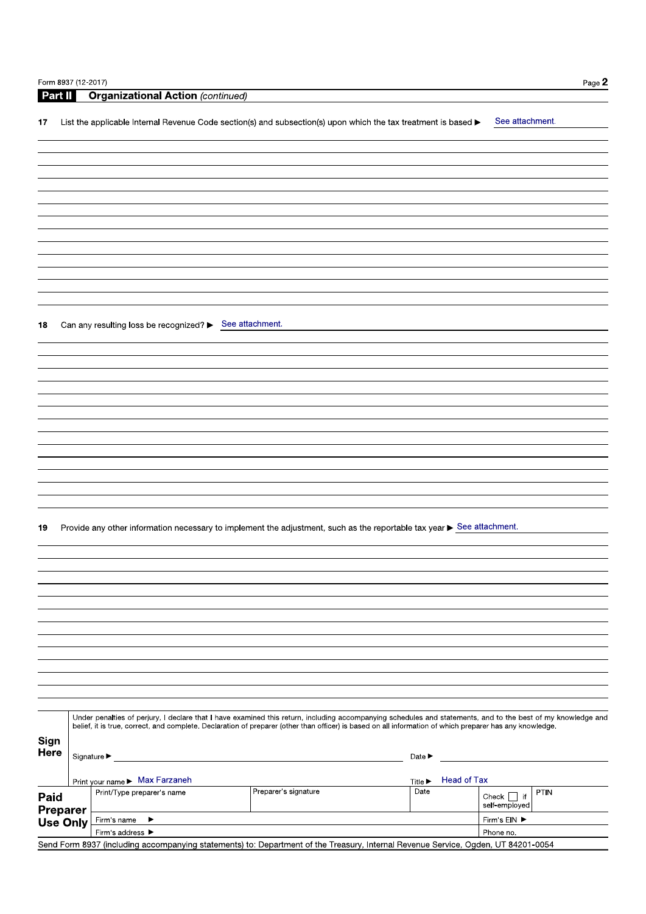Form 8937 (12-2017)

## Part II Organizational Action *(continued)*

**17** List the applicable Internal Revenue Code section(s) and subsection(s) upon which the tax treatment is based ▶ See attachment.

**18** Can any resulting loss be recognized? ▶ See attachment.

**19** Provide any other information necessary to implement the adjustment, such as the reportable tax year ▶ See attachment.

**Sign Here**

Under penalties of perjury, I declare that I have examined this return, including accompanying schedules and statements, and to the best of my knowledge and belief, it is true, correct, and complete. Declaration of preparer (other than officer) is based on all information of which preparer has any knowledge.

Signature ▶ Date ▶

Print your name ▶ Max Farzaneh Title ▶ Head of Tax

**Paid Preparer Use Only**

| Print/Type preparer's name | Preparer's signature | Date | Check ☐ if self-employed | PTIN |
|---|---|---|---|---|
| Firm's name ▶ | | | Firm's EIN ▶ | |
| Firm's address ▶ | | | Phone no. | |

Send Form 8937 (including accompanying statements) to: Department of the Treasury, Internal Revenue Service, Ogden, UT 84201-0054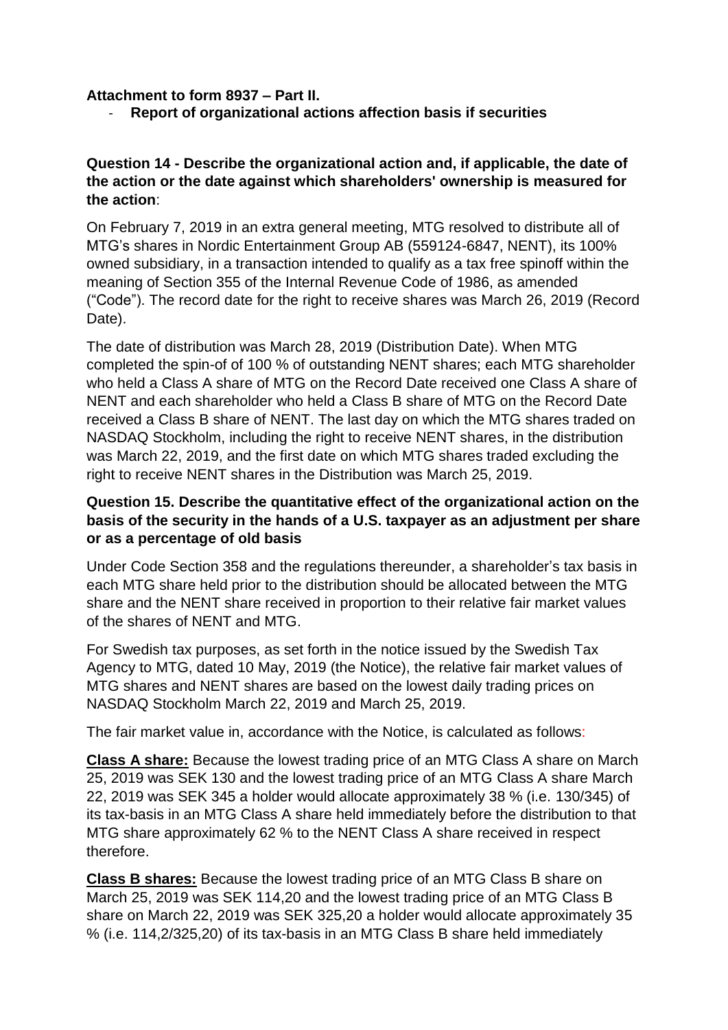**Attachment to form 8937 – Part II.**

- **Report of organizational actions affection basis if securities**

**Question 14 - Describe the organizational action and, if applicable, the date of the action or the date against which shareholders' ownership is measured for the action**:

On February 7, 2019 in an extra general meeting, MTG resolved to distribute all of MTG's shares in Nordic Entertainment Group AB (559124-6847, NENT), its 100% owned subsidiary, in a transaction intended to qualify as a tax free spinoff within the meaning of Section 355 of the Internal Revenue Code of 1986, as amended ("Code"). The record date for the right to receive shares was March 26, 2019 (Record Date).

The date of distribution was March 28, 2019 (Distribution Date). When MTG completed the spin-of of 100 % of outstanding NENT shares; each MTG shareholder who held a Class A share of MTG on the Record Date received one Class A share of NENT and each shareholder who held a Class B share of MTG on the Record Date received a Class B share of NENT. The last day on which the MTG shares traded on NASDAQ Stockholm, including the right to receive NENT shares, in the distribution was March 22, 2019, and the first date on which MTG shares traded excluding the right to receive NENT shares in the Distribution was March 25, 2019.

**Question 15. Describe the quantitative effect of the organizational action on the basis of the security in the hands of a U.S. taxpayer as an adjustment per share or as a percentage of old basis**

Under Code Section 358 and the regulations thereunder, a shareholder's tax basis in each MTG share held prior to the distribution should be allocated between the MTG share and the NENT share received in proportion to their relative fair market values of the shares of NENT and MTG.

For Swedish tax purposes, as set forth in the notice issued by the Swedish Tax Agency to MTG, dated 10 May, 2019 (the Notice), the relative fair market values of MTG shares and NENT shares are based on the lowest daily trading prices on NASDAQ Stockholm March 22, 2019 and March 25, 2019.

The fair market value in, accordance with the Notice, is calculated as follows:

**Class A share:** Because the lowest trading price of an MTG Class A share on March 25, 2019 was SEK 130 and the lowest trading price of an MTG Class A share March 22, 2019 was SEK 345 a holder would allocate approximately 38 % (i.e. 130/345) of its tax-basis in an MTG Class A share held immediately before the distribution to that MTG share approximately 62 % to the NENT Class A share received in respect therefore.

**Class B shares:** Because the lowest trading price of an MTG Class B share on March 25, 2019 was SEK 114,20 and the lowest trading price of an MTG Class B share on March 22, 2019 was SEK 325,20 a holder would allocate approximately 35 % (i.e. 114,2/325,20) of its tax-basis in an MTG Class B share held immediately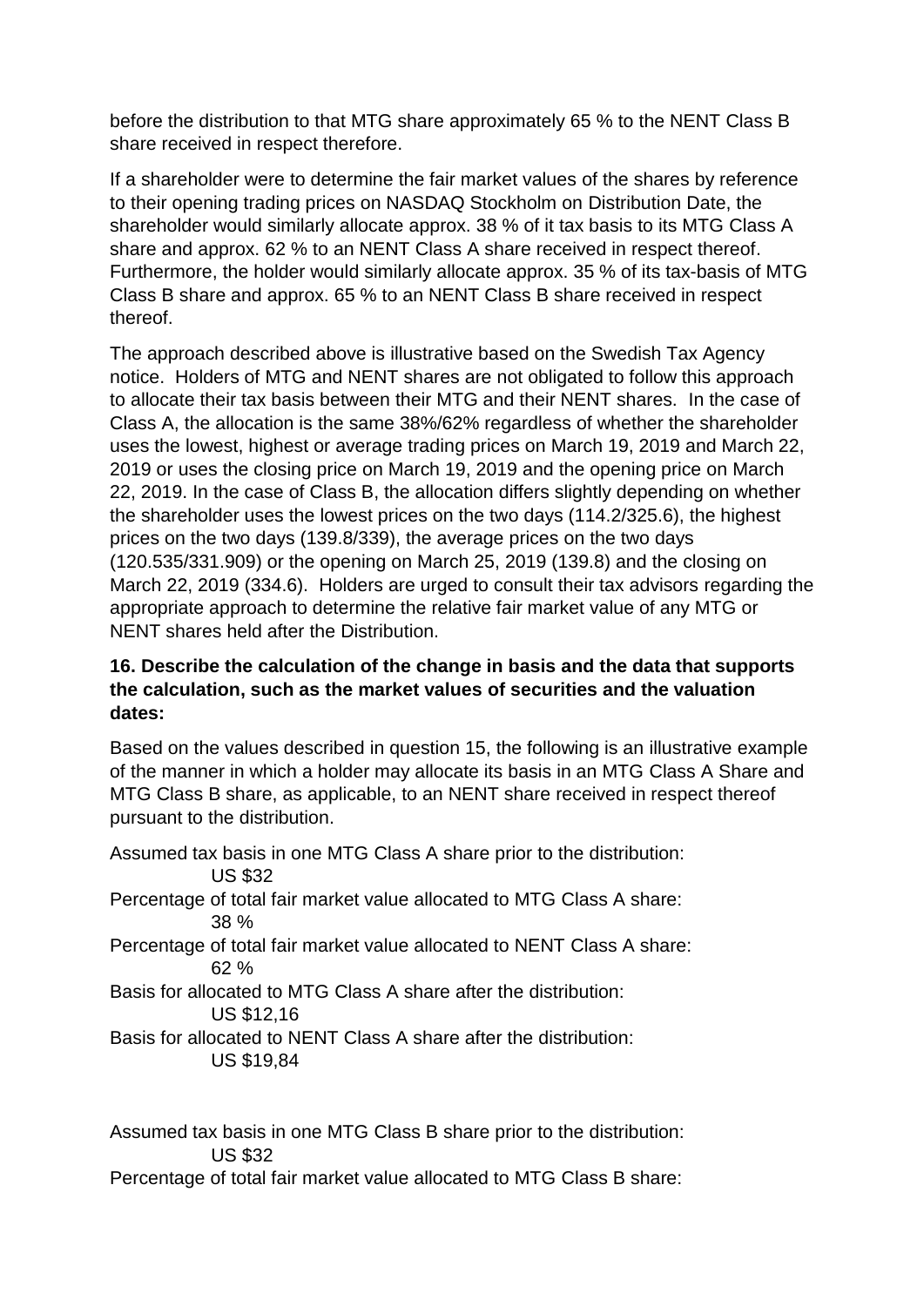before the distribution to that MTG share approximately 65 % to the NENT Class B share received in respect therefore.

If a shareholder were to determine the fair market values of the shares by reference to their opening trading prices on NASDAQ Stockholm on Distribution Date, the shareholder would similarly allocate approx. 38 % of it tax basis to its MTG Class A share and approx. 62 % to an NENT Class A share received in respect thereof. Furthermore, the holder would similarly allocate approx. 35 % of its tax-basis of MTG Class B share and approx. 65 % to an NENT Class B share received in respect thereof.

The approach described above is illustrative based on the Swedish Tax Agency notice. Holders of MTG and NENT shares are not obligated to follow this approach to allocate their tax basis between their MTG and their NENT shares. In the case of Class A, the allocation is the same 38%/62% regardless of whether the shareholder uses the lowest, highest or average trading prices on March 19, 2019 and March 22, 2019 or uses the closing price on March 19, 2019 and the opening price on March 22, 2019. In the case of Class B, the allocation differs slightly depending on whether the shareholder uses the lowest prices on the two days (114.2/325.6), the highest prices on the two days (139.8/339), the average prices on the two days (120.535/331.909) or the opening on March 25, 2019 (139.8) and the closing on March 22, 2019 (334.6). Holders are urged to consult their tax advisors regarding the appropriate approach to determine the relative fair market value of any MTG or NENT shares held after the Distribution.

**16. Describe the calculation of the change in basis and the data that supports the calculation, such as the market values of securities and the valuation dates:**

Based on the values described in question 15, the following is an illustrative example of the manner in which a holder may allocate its basis in an MTG Class A Share and MTG Class B share, as applicable, to an NENT share received in respect thereof pursuant to the distribution.

Assumed tax basis in one MTG Class A share prior to the distribution:
US $32

Percentage of total fair market value allocated to MTG Class A share:
38 %

Percentage of total fair market value allocated to NENT Class A share:
62 %

Basis for allocated to MTG Class A share after the distribution:
US $12,16

Basis for allocated to NENT Class A share after the distribution:
US $19,84

Assumed tax basis in one MTG Class B share prior to the distribution:
US $32

Percentage of total fair market value allocated to MTG Class B share: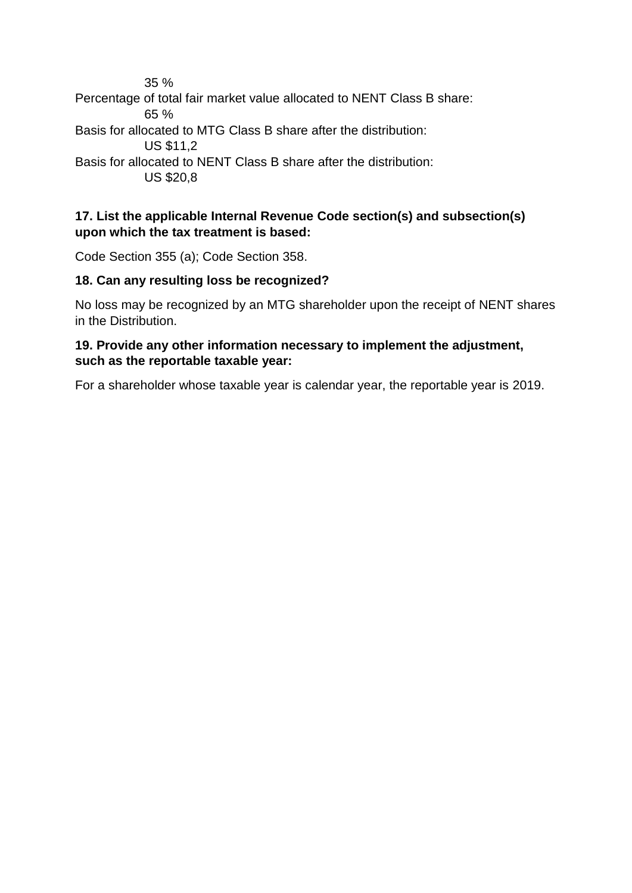35 %

Percentage of total fair market value allocated to NENT Class B share:

65 %

Basis for allocated to MTG Class B share after the distribution:

US $11,2

Basis for allocated to NENT Class B share after the distribution:

US $20,8

**17. List the applicable Internal Revenue Code section(s) and subsection(s) upon which the tax treatment is based:**

Code Section 355 (a); Code Section 358.

**18. Can any resulting loss be recognized?**

No loss may be recognized by an MTG shareholder upon the receipt of NENT shares in the Distribution.

**19. Provide any other information necessary to implement the adjustment, such as the reportable taxable year:**

For a shareholder whose taxable year is calendar year, the reportable year is 2019.